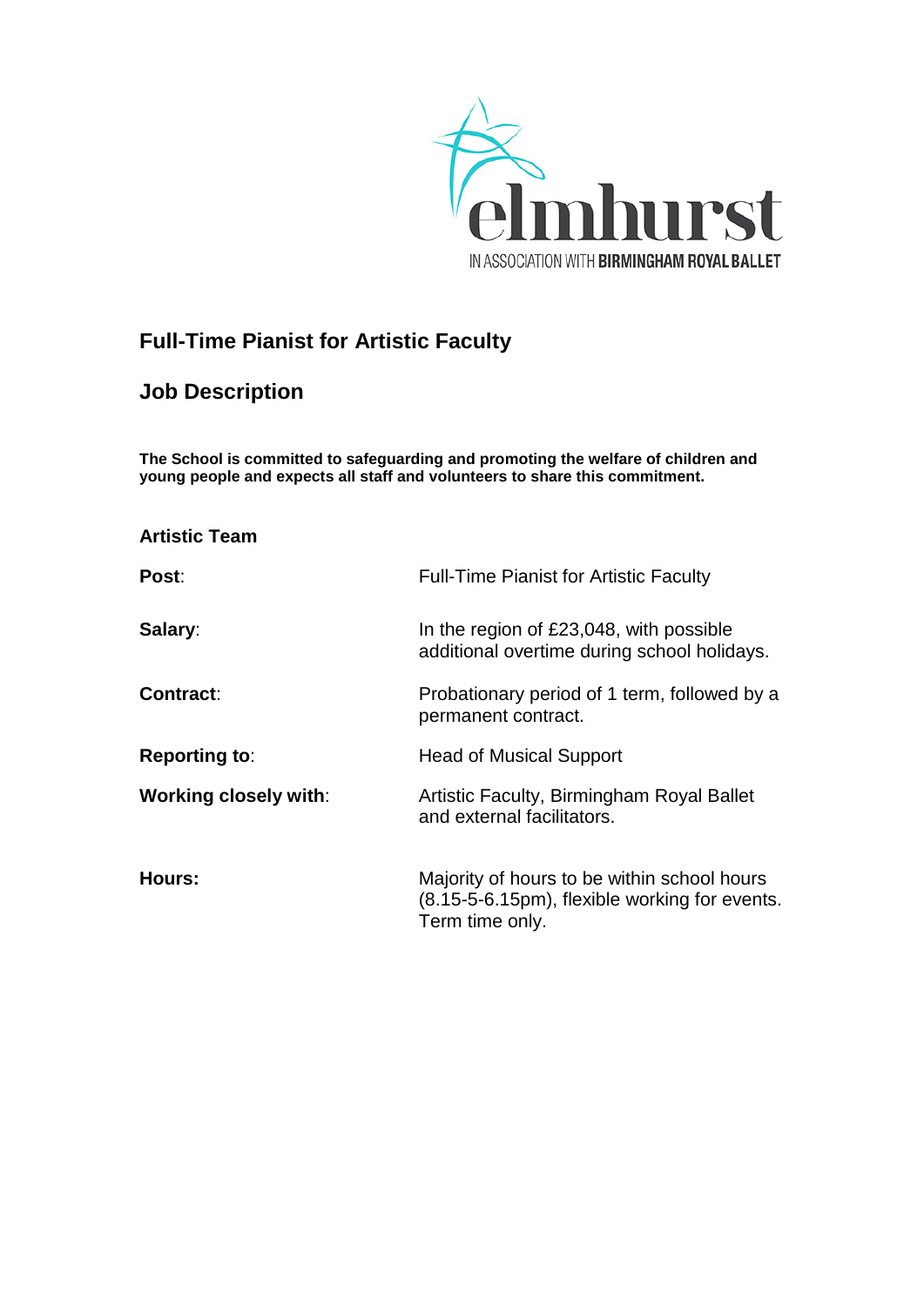elmhurst

IN ASSOCIATION WITH **BIRMINGHAM ROYAL BALLET**

## Full-Time Pianist for Artistic Faculty

## Job Description

**The School is committed to safeguarding and promoting the welfare of children and young people and expects all staff and volunteers to share this commitment.**

**Artistic Team**

| | |
|---|---|
| **Post**: | Full-Time Pianist for Artistic Faculty |
| **Salary**: | In the region of £23,048, with possible additional overtime during school holidays. |
| **Contract**: | Probationary period of 1 term, followed by a permanent contract. |
| **Reporting to**: | Head of Musical Support |
| **Working closely with**: | Artistic Faculty, Birmingham Royal Ballet and external facilitators. |
| **Hours:** | Majority of hours to be within school hours (8.15-5-6.15pm), flexible working for events. Term time only. |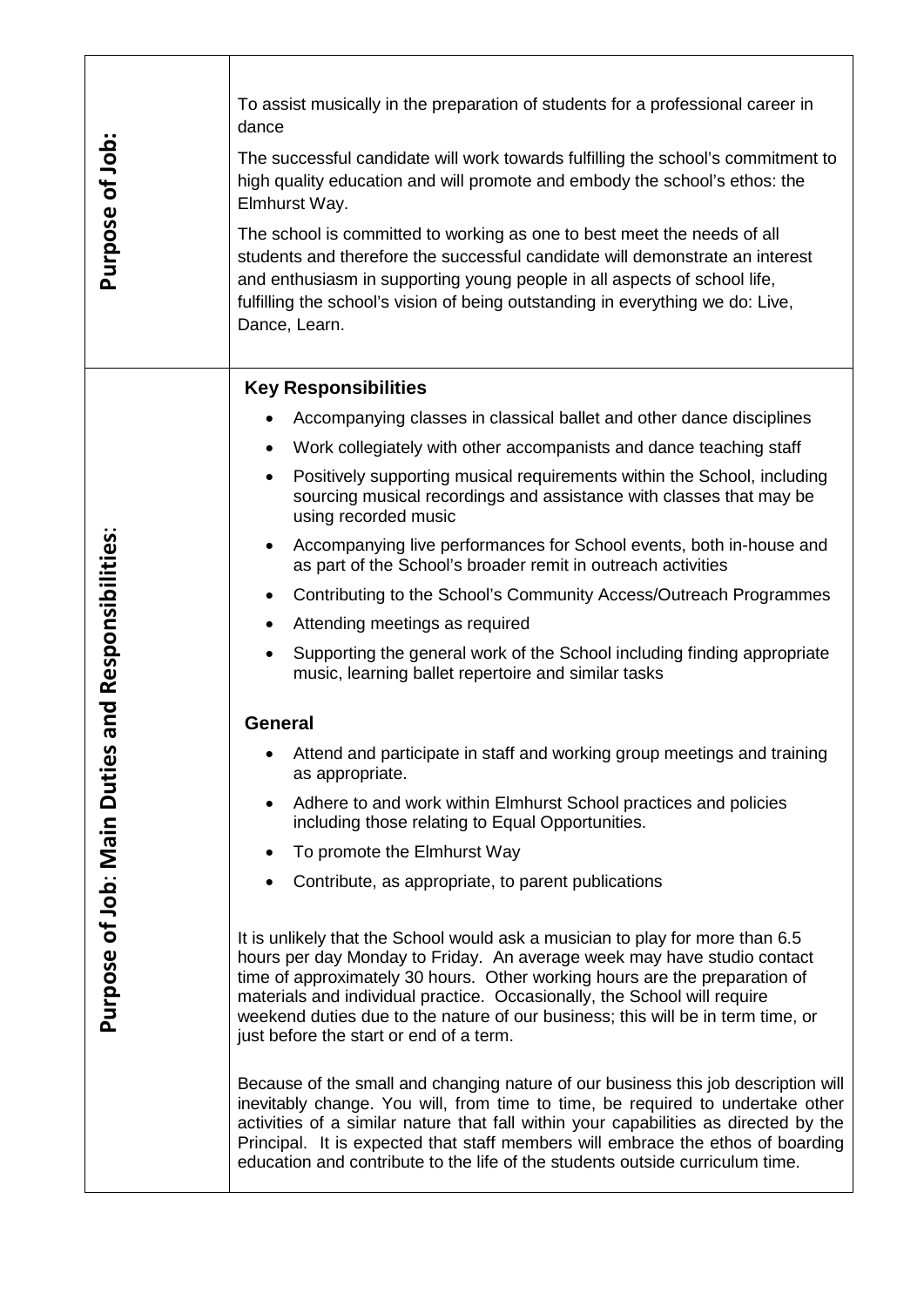## Purpose of Job:

To assist musically in the preparation of students for a professional career in dance

The successful candidate will work towards fulfilling the school's commitment to high quality education and will promote and embody the school's ethos: the Elmhurst Way.

The school is committed to working as one to best meet the needs of all students and therefore the successful candidate will demonstrate an interest and enthusiasm in supporting young people in all aspects of school life, fulfilling the school's vision of being outstanding in everything we do: Live, Dance, Learn.

## Purpose of Job: Main Duties and Responsibilities:

### Key Responsibilities

- Accompanying classes in classical ballet and other dance disciplines
- Work collegiately with other accompanists and dance teaching staff
- Positively supporting musical requirements within the School, including sourcing musical recordings and assistance with classes that may be using recorded music
- Accompanying live performances for School events, both in-house and as part of the School's broader remit in outreach activities
- Contributing to the School's Community Access/Outreach Programmes
- Attending meetings as required
- Supporting the general work of the School including finding appropriate music, learning ballet repertoire and similar tasks

### General

- Attend and participate in staff and working group meetings and training as appropriate.
- Adhere to and work within Elmhurst School practices and policies including those relating to Equal Opportunities.
- To promote the Elmhurst Way
- Contribute, as appropriate, to parent publications

It is unlikely that the School would ask a musician to play for more than 6.5 hours per day Monday to Friday. An average week may have studio contact time of approximately 30 hours. Other working hours are the preparation of materials and individual practice. Occasionally, the School will require weekend duties due to the nature of our business; this will be in term time, or just before the start or end of a term.

Because of the small and changing nature of our business this job description will inevitably change. You will, from time to time, be required to undertake other activities of a similar nature that fall within your capabilities as directed by the Principal. It is expected that staff members will embrace the ethos of boarding education and contribute to the life of the students outside curriculum time.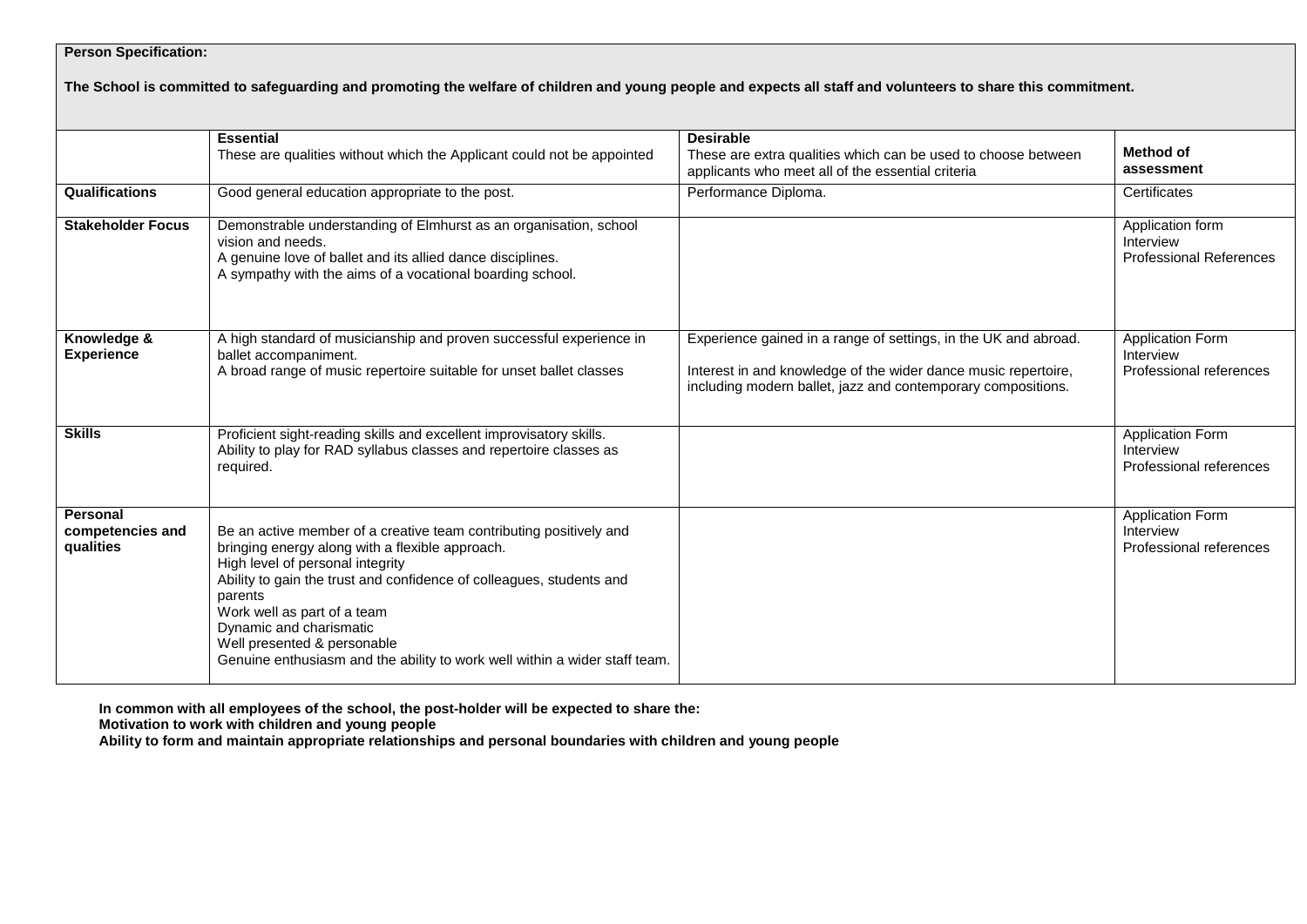**Person Specification:**

**The School is committed to safeguarding and promoting the welfare of children and young people and expects all staff and volunteers to share this commitment.**

| | **Essential**<br>These are qualities without which the Applicant could not be appointed | **Desirable**<br>These are extra qualities which can be used to choose between applicants who meet all of the essential criteria | **Method of assessment** |
|---|---|---|---|
| **Qualifications** | Good general education appropriate to the post. | Performance Diploma. | Certificates |
| **Stakeholder Focus** | Demonstrable understanding of Elmhurst as an organisation, school vision and needs.<br>A genuine love of ballet and its allied dance disciplines.<br>A sympathy with the aims of a vocational boarding school. | | Application form<br>Interview<br>Professional References |
| **Knowledge & Experience** | A high standard of musicianship and proven successful experience in ballet accompaniment.<br>A broad range of music repertoire suitable for unset ballet classes | Experience gained in a range of settings, in the UK and abroad.<br><br>Interest in and knowledge of the wider dance music repertoire, including modern ballet, jazz and contemporary compositions. | Application Form<br>Interview<br>Professional references |
| **Skills** | Proficient sight-reading skills and excellent improvisatory skills.<br>Ability to play for RAD syllabus classes and repertoire classes as required. | | Application Form<br>Interview<br>Professional references |
| **Personal competencies and qualities** | Be an active member of a creative team contributing positively and bringing energy along with a flexible approach.<br>High level of personal integrity<br>Ability to gain the trust and confidence of colleagues, students and parents<br>Work well as part of a team<br>Dynamic and charismatic<br>Well presented & personable<br>Genuine enthusiasm and the ability to work well within a wider staff team. | | Application Form<br>Interview<br>Professional references |

**In common with all employees of the school, the post-holder will be expected to share the:**
**Motivation to work with children and young people**
**Ability to form and maintain appropriate relationships and personal boundaries with children and young people**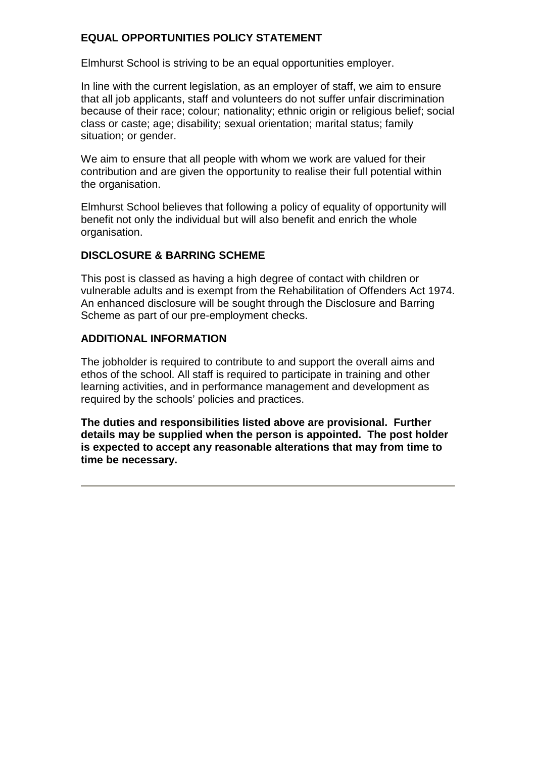## EQUAL OPPORTUNITIES POLICY STATEMENT

Elmhurst School is striving to be an equal opportunities employer.

In line with the current legislation, as an employer of staff, we aim to ensure that all job applicants, staff and volunteers do not suffer unfair discrimination because of their race; colour; nationality; ethnic origin or religious belief; social class or caste; age; disability; sexual orientation; marital status; family situation; or gender.

We aim to ensure that all people with whom we work are valued for their contribution and are given the opportunity to realise their full potential within the organisation.

Elmhurst School believes that following a policy of equality of opportunity will benefit not only the individual but will also benefit and enrich the whole organisation.

## DISCLOSURE & BARRING SCHEME

This post is classed as having a high degree of contact with children or vulnerable adults and is exempt from the Rehabilitation of Offenders Act 1974. An enhanced disclosure will be sought through the Disclosure and Barring Scheme as part of our pre-employment checks.

## ADDITIONAL INFORMATION

The jobholder is required to contribute to and support the overall aims and ethos of the school. All staff is required to participate in training and other learning activities, and in performance management and development as required by the schools' policies and practices.

**The duties and responsibilities listed above are provisional. Further details may be supplied when the person is appointed. The post holder is expected to accept any reasonable alterations that may from time to time be necessary.**